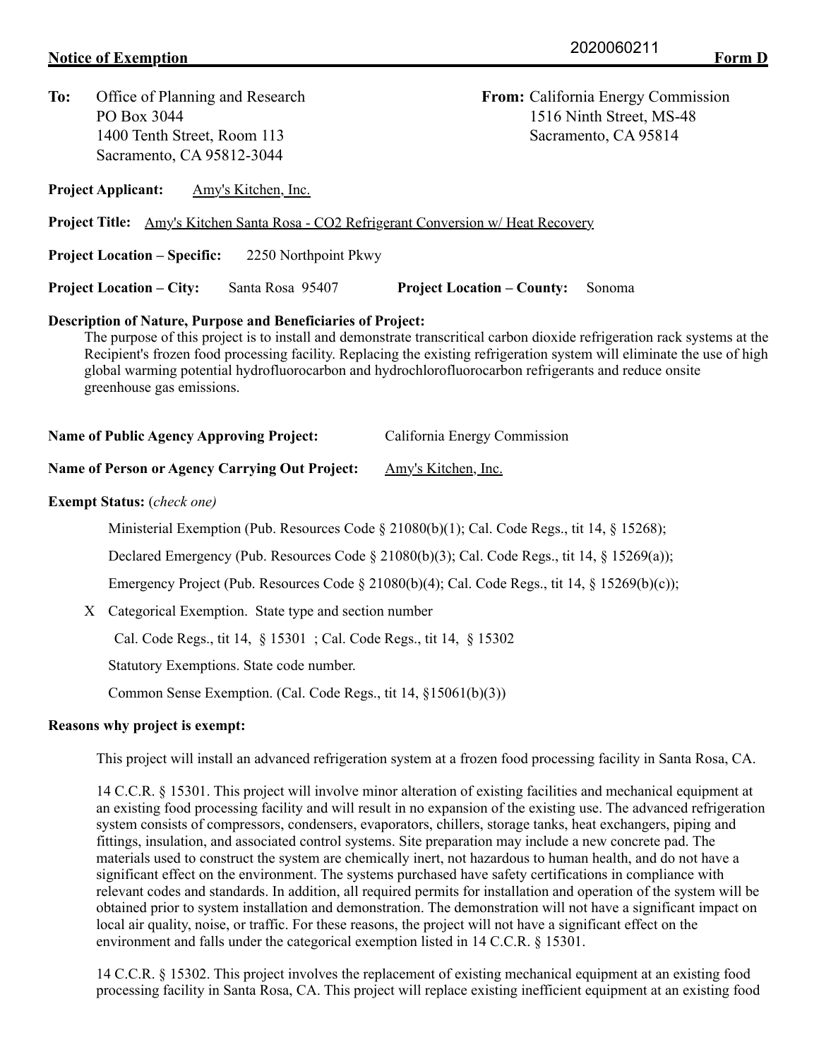2020060211

**Notice of Exemption** **Form D**

**To:** Office of Planning and Research
PO Box 3044
1400 Tenth Street, Room 113
Sacramento, CA 95812-3044

**From:** California Energy Commission
1516 Ninth Street, MS-48
Sacramento, CA 95814

**Project Applicant:** Amy's Kitchen, Inc.

**Project Title:** Amy's Kitchen Santa Rosa - CO2 Refrigerant Conversion w/ Heat Recovery

**Project Location – Specific:** 2250 Northpoint Pkwy

**Project Location – City:** Santa Rosa 95407 **Project Location – County:** Sonoma

**Description of Nature, Purpose and Beneficiaries of Project:**

The purpose of this project is to install and demonstrate transcritical carbon dioxide refrigeration rack systems at the Recipient's frozen food processing facility. Replacing the existing refrigeration system will eliminate the use of high global warming potential hydrofluorocarbon and hydrochlorofluorocarbon refrigerants and reduce onsite greenhouse gas emissions.

**Name of Public Agency Approving Project:** California Energy Commission

**Name of Person or Agency Carrying Out Project:** Amy's Kitchen, Inc.

**Exempt Status:** (*check one)*

Ministerial Exemption (Pub. Resources Code § 21080(b)(1); Cal. Code Regs., tit 14, § 15268);

Declared Emergency (Pub. Resources Code § 21080(b)(3); Cal. Code Regs., tit 14, § 15269(a));

Emergency Project (Pub. Resources Code § 21080(b)(4); Cal. Code Regs., tit 14, § 15269(b)(c));

X Categorical Exemption. State type and section number

Cal. Code Regs., tit 14, § 15301 ; Cal. Code Regs., tit 14, § 15302

Statutory Exemptions. State code number.

Common Sense Exemption. (Cal. Code Regs., tit 14, §15061(b)(3))

**Reasons why project is exempt:**

This project will install an advanced refrigeration system at a frozen food processing facility in Santa Rosa, CA.

14 C.C.R. § 15301. This project will involve minor alteration of existing facilities and mechanical equipment at an existing food processing facility and will result in no expansion of the existing use. The advanced refrigeration system consists of compressors, condensers, evaporators, chillers, storage tanks, heat exchangers, piping and fittings, insulation, and associated control systems. Site preparation may include a new concrete pad. The materials used to construct the system are chemically inert, not hazardous to human health, and do not have a significant effect on the environment. The systems purchased have safety certifications in compliance with relevant codes and standards. In addition, all required permits for installation and operation of the system will be obtained prior to system installation and demonstration. The demonstration will not have a significant impact on local air quality, noise, or traffic. For these reasons, the project will not have a significant effect on the environment and falls under the categorical exemption listed in 14 C.C.R. § 15301.

14 C.C.R. § 15302. This project involves the replacement of existing mechanical equipment at an existing food processing facility in Santa Rosa, CA. This project will replace existing inefficient equipment at an existing food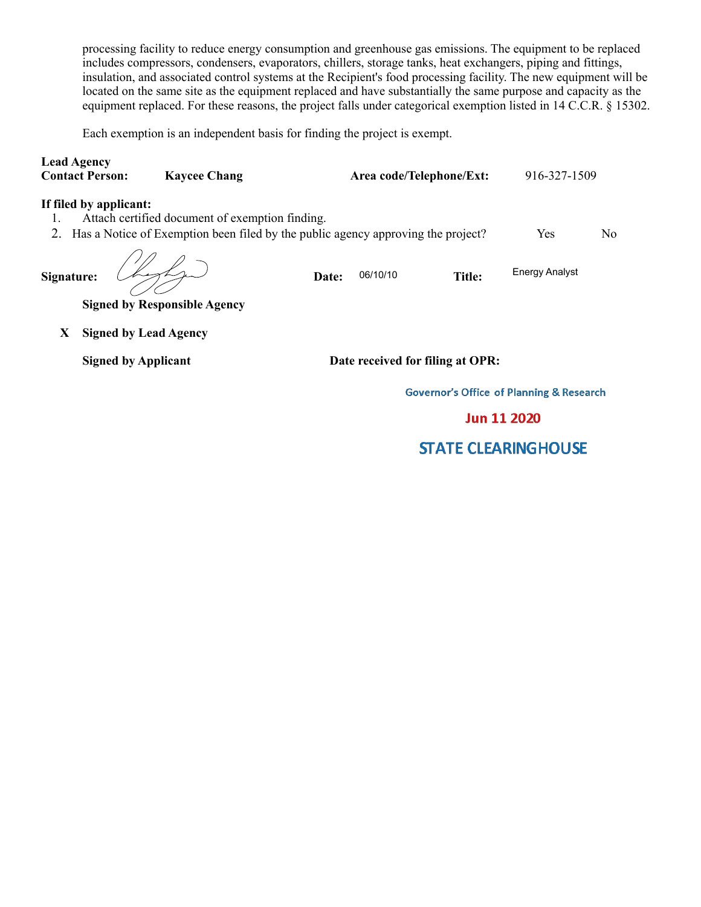processing facility to reduce energy consumption and greenhouse gas emissions. The equipment to be replaced includes compressors, condensers, evaporators, chillers, storage tanks, heat exchangers, piping and fittings, insulation, and associated control systems at the Recipient's food processing facility. The new equipment will be located on the same site as the equipment replaced and have substantially the same purpose and capacity as the equipment replaced. For these reasons, the project falls under categorical exemption listed in 14 C.C.R. § 15302.

Each exemption is an independent basis for finding the project is exempt.

**Lead Agency**
**Contact Person:** **Kaycee Chang** **Area code/Telephone/Ext:** 916-327-1509

**If filed by applicant:**

1. Attach certified document of exemption finding.
2. Has a Notice of Exemption been filed by the public agency approving the project? Yes No

**Signature:** [signature] **Date:** 06/10/10 **Title:** Energy Analyst

**Signed by Responsible Agency**

**X** **Signed by Lead Agency**

**Signed by Applicant** **Date received for filing at OPR:**

Governor's Office of Planning & Research

Jun 11 2020

STATE CLEARINGHOUSE